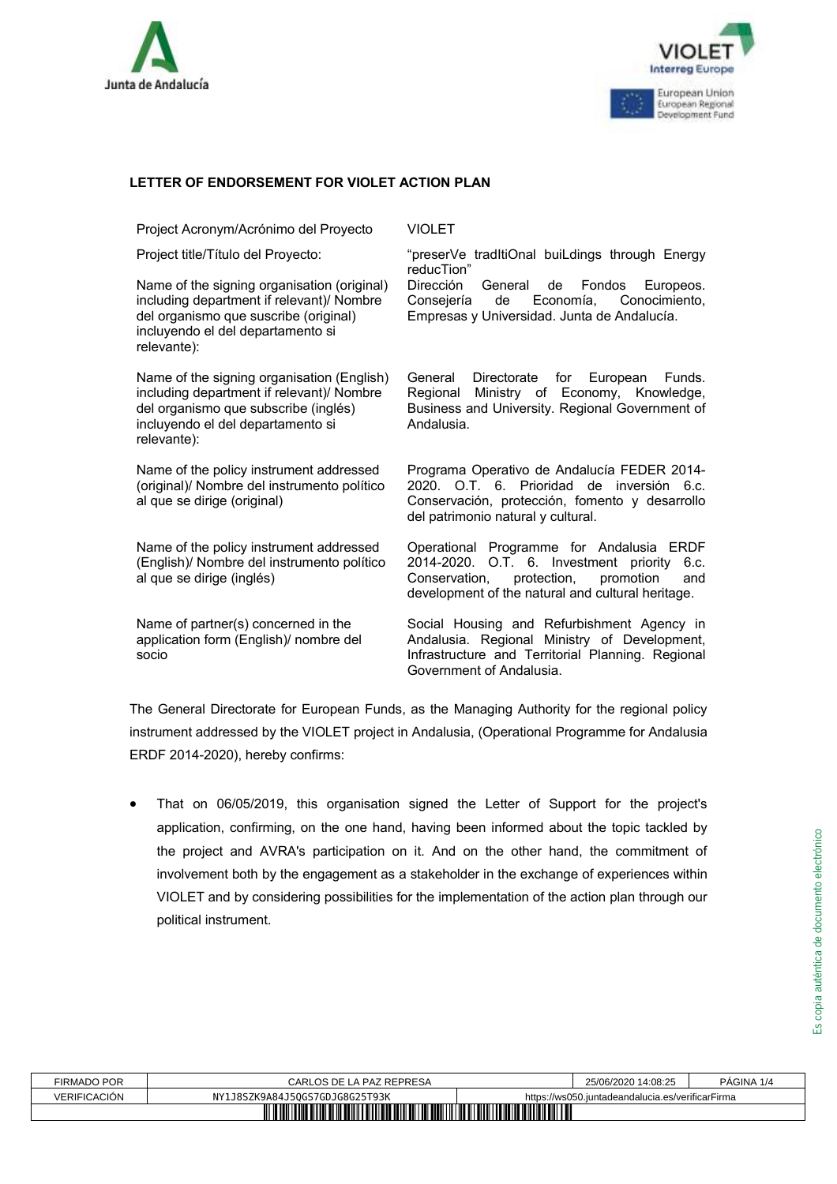## LETTER OF ENDORSEMENT FOR VIOLET ACTION PLAN

| | |
|---|---|
| Project Acronym/Acrónimo del Proyecto | VIOLET |
| Project title/Título del Proyecto: | "preserVe tradItiOnal buiLdings through Energy reducTion" |
| Name of the signing organisation (original) including department if relevant)/ Nombre del organismo que suscribe (original) incluyendo el del departamento si relevante): | Dirección General de Fondos Europeos. Consejería de Economía, Conocimiento, Empresas y Universidad. Junta de Andalucía. |
| Name of the signing organisation (English) including department if relevant)/ Nombre del organismo que subscribe (inglés) incluyendo el del departamento si relevante): | General Directorate for European Funds. Regional Ministry of Economy, Knowledge, Business and University. Regional Government of Andalusia. |
| Name of the policy instrument addressed (original)/ Nombre del instrumento político al que se dirige (original) | Programa Operativo de Andalucía FEDER 2014-2020. O.T. 6. Prioridad de inversión 6.c. Conservación, protección, fomento y desarrollo del patrimonio natural y cultural. |
| Name of the policy instrument addressed (English)/ Nombre del instrumento político al que se dirige (inglés) | Operational Programme for Andalusia ERDF 2014-2020. O.T. 6. Investment priority 6.c. Conservation, protection, promotion and development of the natural and cultural heritage. |
| Name of partner(s) concerned in the application form (English)/ nombre del socio | Social Housing and Refurbishment Agency in Andalusia. Regional Ministry of Development, Infrastructure and Territorial Planning. Regional Government of Andalusia. |

The General Directorate for European Funds, as the Managing Authority for the regional policy instrument addressed by the VIOLET project in Andalusia, (Operational Programme for Andalusia ERDF 2014-2020), hereby confirms:

- That on 06/05/2019, this organisation signed the Letter of Support for the project's application, confirming, on the one hand, having been informed about the topic tackled by the project and AVRA's participation on it. And on the other hand, the commitment of involvement both by the engagement as a stakeholder in the exchange of experiences within VIOLET and by considering possibilities for the implementation of the action plan through our political instrument.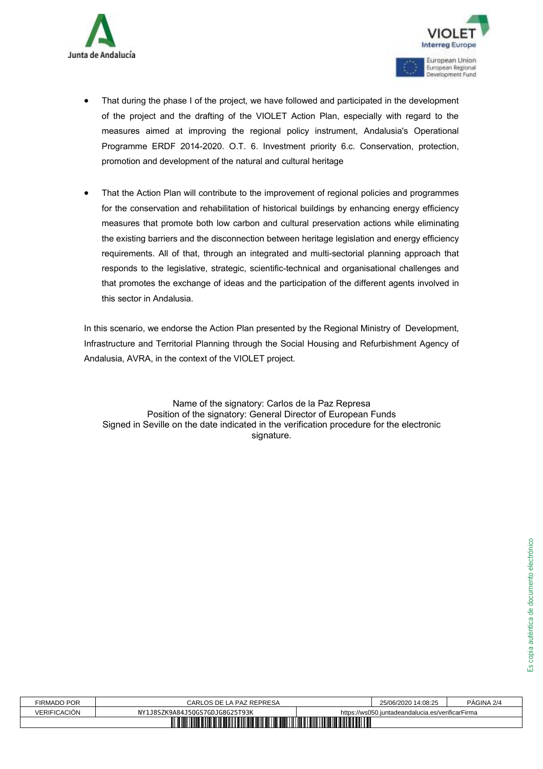- That during the phase I of the project, we have followed and participated in the development of the project and the drafting of the VIOLET Action Plan, especially with regard to the measures aimed at improving the regional policy instrument, Andalusia's Operational Programme ERDF 2014-2020. O.T. 6. Investment priority 6.c. Conservation, protection, promotion and development of the natural and cultural heritage

- That the Action Plan will contribute to the improvement of regional policies and programmes for the conservation and rehabilitation of historical buildings by enhancing energy efficiency measures that promote both low carbon and cultural preservation actions while eliminating the existing barriers and the disconnection between heritage legislation and energy efficiency requirements. All of that, through an integrated and multi-sectorial planning approach that responds to the legislative, strategic, scientific-technical and organisational challenges and that promotes the exchange of ideas and the participation of the different agents involved in this sector in Andalusia.

In this scenario, we endorse the Action Plan presented by the Regional Ministry of Development, Infrastructure and Territorial Planning through the Social Housing and Refurbishment Agency of Andalusia, AVRA, in the context of the VIOLET project.

Name of the signatory: Carlos de la Paz Represa
Position of the signatory: General Director of European Funds
Signed in Seville on the date indicated in the verification procedure for the electronic signature.

| FIRMADO POR | CARLOS DE LA PAZ REPRESA | | 25/06/2020 14:08:25 | PÁGINA 2/4 |
|---|---|---|---|---|
| VERIFICACIÓN | NY1J8SZK9A84J5QGS7GDJG8G25T93K | https://ws050.juntadeandalucia.es/verificarFirma | | |

Es copia auténtica de documento electrónico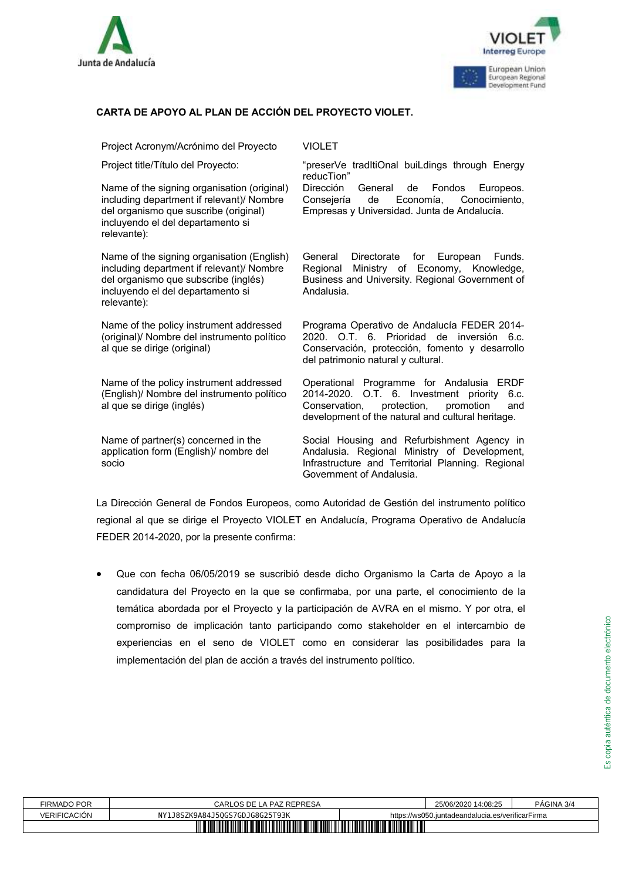**CARTA DE APOYO AL PLAN DE ACCIÓN DEL PROYECTO VIOLET.**

| | |
|---|---|
| Project Acronym/Acrónimo del Proyecto | VIOLET |
| Project title/Título del Proyecto: | "preserVe tradItiOnal buiLdings through Energy reducTion" |
| Name of the signing organisation (original) including department if relevant)/ Nombre del organismo que suscribe (original) incluyendo el del departamento si relevante): | Dirección General de Fondos Europeos. Consejería de Economía, Conocimiento, Empresas y Universidad. Junta de Andalucía. |
| Name of the signing organisation (English) including department if relevant)/ Nombre del organismo que subscribe (inglés) incluyendo el del departamento si relevante): | General Directorate for European Funds. Regional Ministry of Economy, Knowledge, Business and University. Regional Government of Andalusia. |
| Name of the policy instrument addressed (original)/ Nombre del instrumento político al que se dirige (original) | Programa Operativo de Andalucía FEDER 2014-2020. O.T. 6. Prioridad de inversión 6.c. Conservación, protección, fomento y desarrollo del patrimonio natural y cultural. |
| Name of the policy instrument addressed (English)/ Nombre del instrumento político al que se dirige (inglés) | Operational Programme for Andalusia ERDF 2014-2020. O.T. 6. Investment priority 6.c. Conservation, protection, promotion and development of the natural and cultural heritage. |
| Name of partner(s) concerned in the application form (English)/ nombre del socio | Social Housing and Refurbishment Agency in Andalusia. Regional Ministry of Development, Infrastructure and Territorial Planning. Regional Government of Andalusia. |

La Dirección General de Fondos Europeos, como Autoridad de Gestión del instrumento político regional al que se dirige el Proyecto VIOLET en Andalucía, Programa Operativo de Andalucía FEDER 2014-2020, por la presente confirma:

- Que con fecha 06/05/2019 se suscribió desde dicho Organismo la Carta de Apoyo a la candidatura del Proyecto en la que se confirmaba, por una parte, el conocimiento de la temática abordada por el Proyecto y la participación de AVRA en el mismo. Y por otra, el compromiso de implicación tanto participando como stakeholder en el intercambio de experiencias en el seno de VIOLET como en considerar las posibilidades para la implementación del plan de acción a través del instrumento político.

Es copia auténtica de documento electrónico

| FIRMADO POR | CARLOS DE LA PAZ REPRESA | 25/06/2020 14:08:25 | PÁGINA 3/4 |
|---|---|---|---|
| VERIFICACIÓN | NY1J8SZK9A84J5QGS7GDJG8G25T93K | https://ws050.juntadeandalucia.es/verificarFirma | |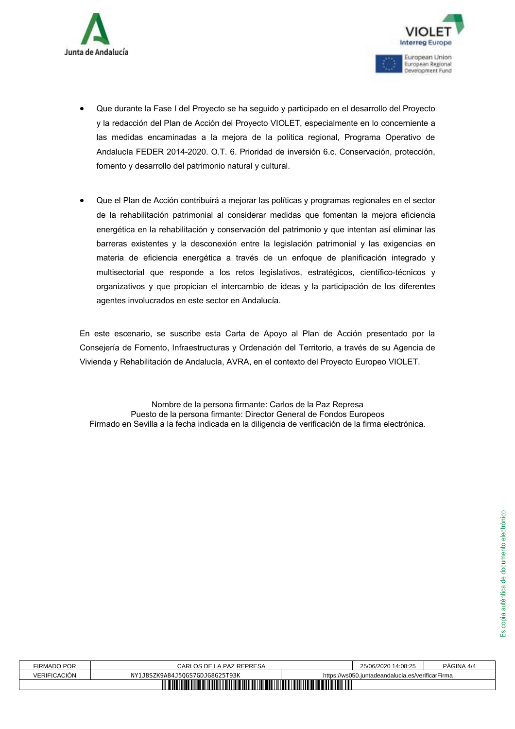- Que durante la Fase I del Proyecto se ha seguido y participado en el desarrollo del Proyecto y la redacción del Plan de Acción del Proyecto VIOLET, especialmente en lo concerniente a las medidas encaminadas a la mejora de la política regional, Programa Operativo de Andalucía FEDER 2014-2020. O.T. 6. Prioridad de inversión 6.c. Conservación, protección, fomento y desarrollo del patrimonio natural y cultural.

- Que el Plan de Acción contribuirá a mejorar las políticas y programas regionales en el sector de la rehabilitación patrimonial al considerar medidas que fomentan la mejora eficiencia energética en la rehabilitación y conservación del patrimonio y que intentan así eliminar las barreras existentes y la desconexión entre la legislación patrimonial y las exigencias en materia de eficiencia energética a través de un enfoque de planificación integrado y multisectorial que responde a los retos legislativos, estratégicos, científico-técnicos y organizativos y que propician el intercambio de ideas y la participación de los diferentes agentes involucrados en este sector en Andalucía.

En este escenario, se suscribe esta Carta de Apoyo al Plan de Acción presentado por la Consejería de Fomento, Infraestructuras y Ordenación del Territorio, a través de su Agencia de Vivienda y Rehabilitación de Andalucía, AVRA, en el contexto del Proyecto Europeo VIOLET.

Nombre de la persona firmante: Carlos de la Paz Represa
Puesto de la persona firmante: Director General de Fondos Europeos
Firmado en Sevilla a la fecha indicada en la diligencia de verificación de la firma electrónica.

Es copia auténtica de documento electrónico

| | | | |
|---|---|---|---|
| FIRMADO POR | CARLOS DE LA PAZ REPRESA | 25/06/2020 14:08:25 | PÁGINA 4/4 |
| VERIFICACIÓN | NY1J8SZK9A84J5QGS7GDJG8G25T93K | https://ws050.juntadeandalucia.es/verificarFirma | |